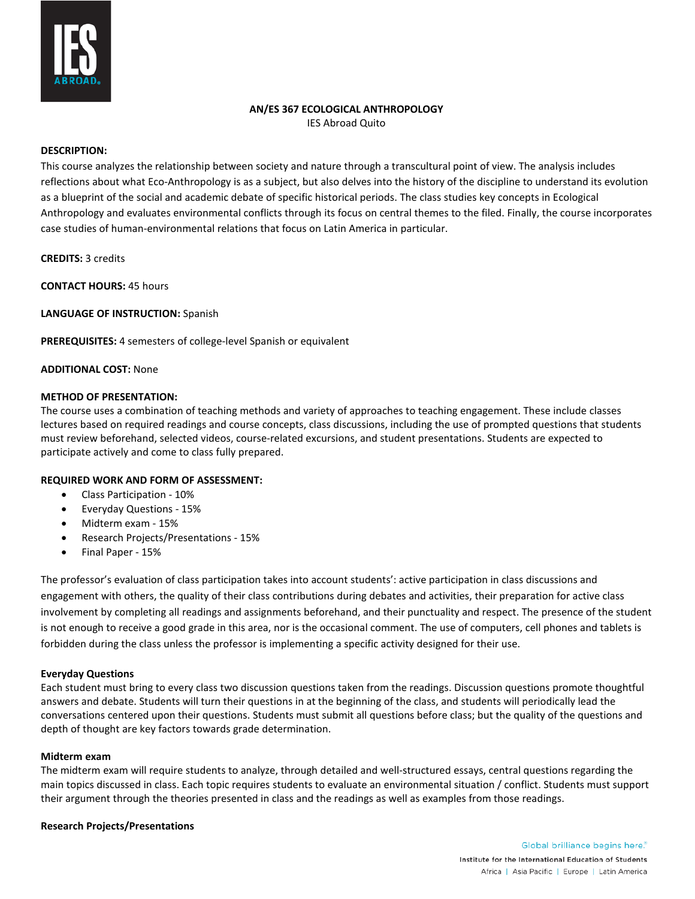# AN/ES 367 ECOLOGICAL ANTHROPOLOGY

IES Abroad Quito

**DESCRIPTION:**

This course analyzes the relationship between society and nature through a transcultural point of view. The analysis includes reflections about what Eco-Anthropology is as a subject, but also delves into the history of the discipline to understand its evolution as a blueprint of the social and academic debate of specific historical periods. The class studies key concepts in Ecological Anthropology and evaluates environmental conflicts through its focus on central themes to the filed. Finally, the course incorporates case studies of human-environmental relations that focus on Latin America in particular.

**CREDITS:** 3 credits

**CONTACT HOURS:** 45 hours

**LANGUAGE OF INSTRUCTION:** Spanish

**PREREQUISITES:** 4 semesters of college-level Spanish or equivalent

**ADDITIONAL COST:** None

**METHOD OF PRESENTATION:**

The course uses a combination of teaching methods and variety of approaches to teaching engagement. These include classes lectures based on required readings and course concepts, class discussions, including the use of prompted questions that students must review beforehand, selected videos, course-related excursions, and student presentations. Students are expected to participate actively and come to class fully prepared.

**REQUIRED WORK AND FORM OF ASSESSMENT:**

- Class Participation - 10%
- Everyday Questions - 15%
- Midterm exam - 15%
- Research Projects/Presentations - 15%
- Final Paper - 15%

The professor's evaluation of class participation takes into account students': active participation in class discussions and engagement with others, the quality of their class contributions during debates and activities, their preparation for active class involvement by completing all readings and assignments beforehand, and their punctuality and respect. The presence of the student is not enough to receive a good grade in this area, nor is the occasional comment. The use of computers, cell phones and tablets is forbidden during the class unless the professor is implementing a specific activity designed for their use.

**Everyday Questions**

Each student must bring to every class two discussion questions taken from the readings. Discussion questions promote thoughtful answers and debate. Students will turn their questions in at the beginning of the class, and students will periodically lead the conversations centered upon their questions. Students must submit all questions before class; but the quality of the questions and depth of thought are key factors towards grade determination.

**Midterm exam**

The midterm exam will require students to analyze, through detailed and well-structured essays, central questions regarding the main topics discussed in class. Each topic requires students to evaluate an environmental situation / conflict. Students must support their argument through the theories presented in class and the readings as well as examples from those readings.

**Research Projects/Presentations**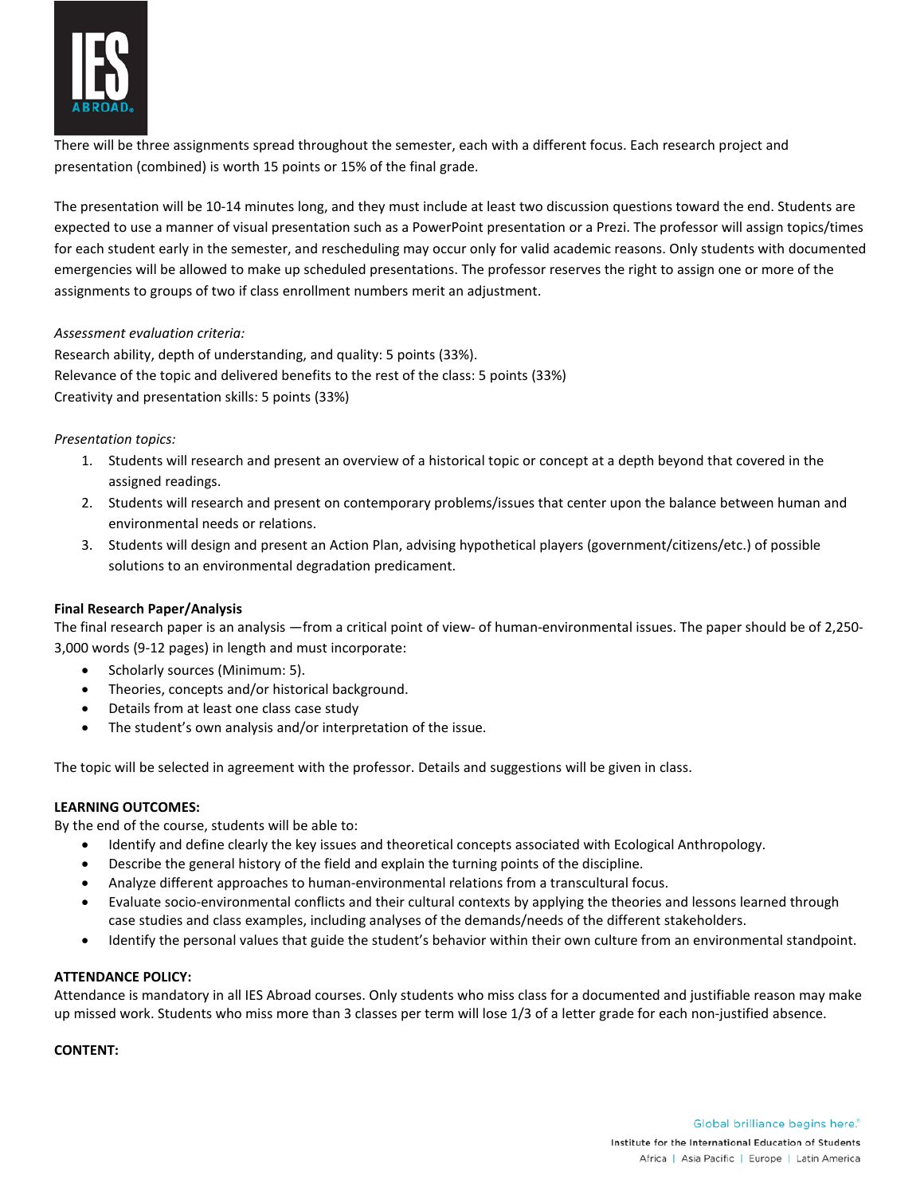There will be three assignments spread throughout the semester, each with a different focus. Each research project and presentation (combined) is worth 15 points or 15% of the final grade.

The presentation will be 10-14 minutes long, and they must include at least two discussion questions toward the end. Students are expected to use a manner of visual presentation such as a PowerPoint presentation or a Prezi. The professor will assign topics/times for each student early in the semester, and rescheduling may occur only for valid academic reasons. Only students with documented emergencies will be allowed to make up scheduled presentations. The professor reserves the right to assign one or more of the assignments to groups of two if class enrollment numbers merit an adjustment.

*Assessment evaluation criteria:*
Research ability, depth of understanding, and quality: 5 points (33%).
Relevance of the topic and delivered benefits to the rest of the class: 5 points (33%)
Creativity and presentation skills: 5 points (33%)

*Presentation topics:*

1. Students will research and present an overview of a historical topic or concept at a depth beyond that covered in the assigned readings.
2. Students will research and present on contemporary problems/issues that center upon the balance between human and environmental needs or relations.
3. Students will design and present an Action Plan, advising hypothetical players (government/citizens/etc.) of possible solutions to an environmental degradation predicament.

**Final Research Paper/Analysis**
The final research paper is an analysis —from a critical point of view- of human-environmental issues. The paper should be of 2,250-3,000 words (9-12 pages) in length and must incorporate:

- Scholarly sources (Minimum: 5).
- Theories, concepts and/or historical background.
- Details from at least one class case study
- The student's own analysis and/or interpretation of the issue.

The topic will be selected in agreement with the professor. Details and suggestions will be given in class.

**LEARNING OUTCOMES:**
By the end of the course, students will be able to:

- Identify and define clearly the key issues and theoretical concepts associated with Ecological Anthropology.
- Describe the general history of the field and explain the turning points of the discipline.
- Analyze different approaches to human-environmental relations from a transcultural focus.
- Evaluate socio-environmental conflicts and their cultural contexts by applying the theories and lessons learned through case studies and class examples, including analyses of the demands/needs of the different stakeholders.
- Identify the personal values that guide the student's behavior within their own culture from an environmental standpoint.

**ATTENDANCE POLICY:**
Attendance is mandatory in all IES Abroad courses. Only students who miss class for a documented and justifiable reason may make up missed work. Students who miss more than 3 classes per term will lose 1/3 of a letter grade for each non-justified absence.

**CONTENT:**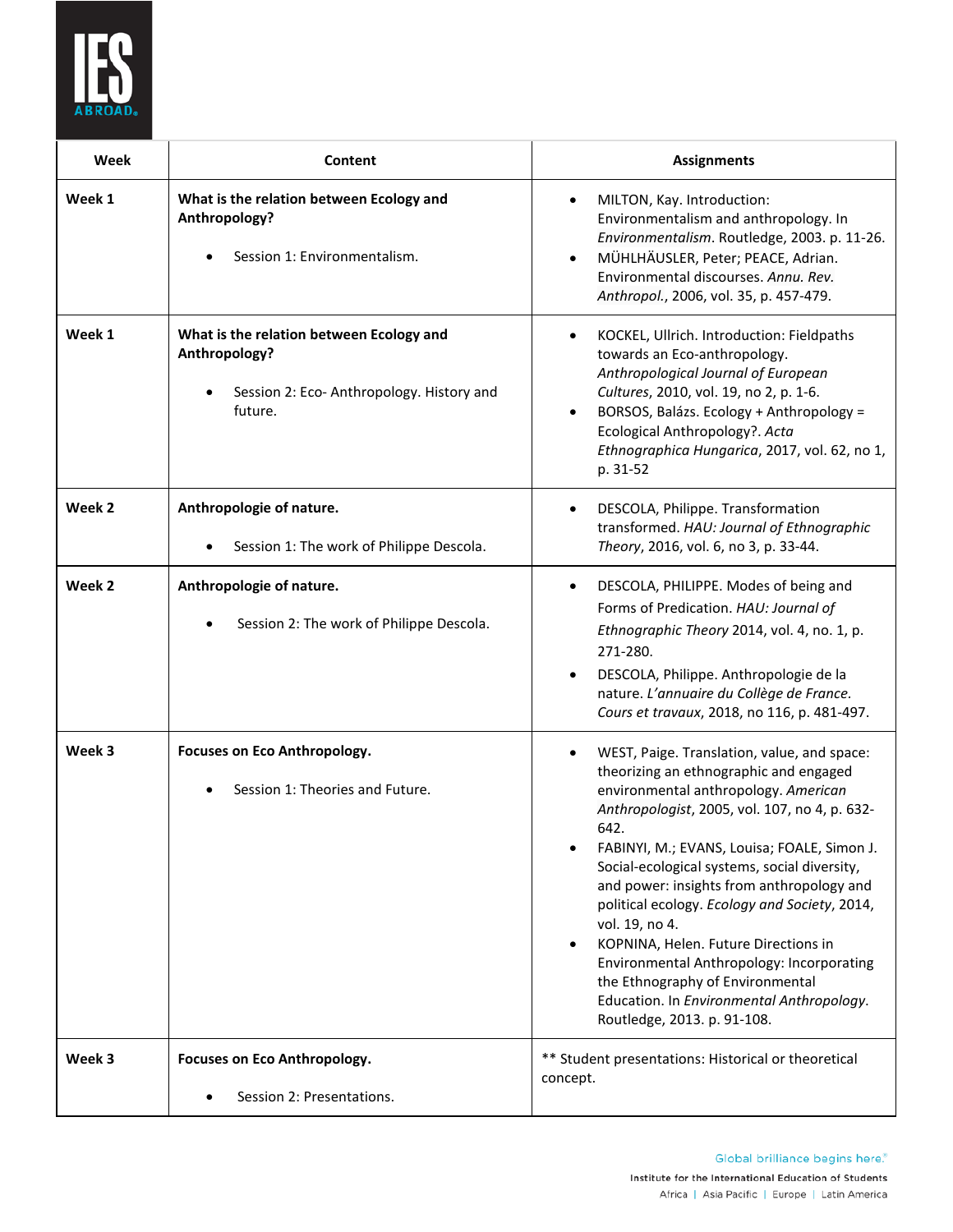| Week | Content | Assignments |
|---|---|---|
| **Week 1** | **What is the relation between Ecology and Anthropology?**<br><br>• Session 1: Environmentalism. | • MILTON, Kay. Introduction: Environmentalism and anthropology. In *Environmentalism*. Routledge, 2003. p. 11-26.<br>• MÜHLHÄUSLER, Peter; PEACE, Adrian. Environmental discourses. *Annu. Rev. Anthropol.*, 2006, vol. 35, p. 457-479. |
| **Week 1** | **What is the relation between Ecology and Anthropology?**<br><br>• Session 2: Eco- Anthropology. History and future. | • KOCKEL, Ullrich. Introduction: Fieldpaths towards an Eco-anthropology. *Anthropological Journal of European Cultures*, 2010, vol. 19, no 2, p. 1-6.<br>• BORSOS, Balázs. Ecology + Anthropology = Ecological Anthropology?. *Acta Ethnographica Hungarica*, 2017, vol. 62, no 1, p. 31-52 |
| **Week 2** | **Anthropologie of nature.**<br><br>• Session 1: The work of Philippe Descola. | • DESCOLA, Philippe. Transformation transformed. *HAU: Journal of Ethnographic Theory*, 2016, vol. 6, no 3, p. 33-44. |
| **Week 2** | **Anthropologie of nature.**<br><br>• Session 2: The work of Philippe Descola. | • DESCOLA, PHILIPPE. Modes of being and Forms of Predication. *HAU: Journal of Ethnographic Theory* 2014, vol. 4, no. 1, p. 271-280.<br>• DESCOLA, Philippe. Anthropologie de la nature. *L'annuaire du Collège de France. Cours et travaux*, 2018, no 116, p. 481-497. |
| **Week 3** | **Focuses on Eco Anthropology.**<br><br>• Session 1: Theories and Future. | • WEST, Paige. Translation, value, and space: theorizing an ethnographic and engaged environmental anthropology. *American Anthropologist*, 2005, vol. 107, no 4, p. 632-642.<br>• FABINYI, M.; EVANS, Louisa; FOALE, Simon J. Social-ecological systems, social diversity, and power: insights from anthropology and political ecology. *Ecology and Society*, 2014, vol. 19, no 4.<br>• KOPNINA, Helen. Future Directions in Environmental Anthropology: Incorporating the Ethnography of Environmental Education. In *Environmental Anthropology*. Routledge, 2013. p. 91-108. |
| **Week 3** | **Focuses on Eco Anthropology.**<br><br>• Session 2: Presentations. | ** Student presentations: Historical or theoretical concept. |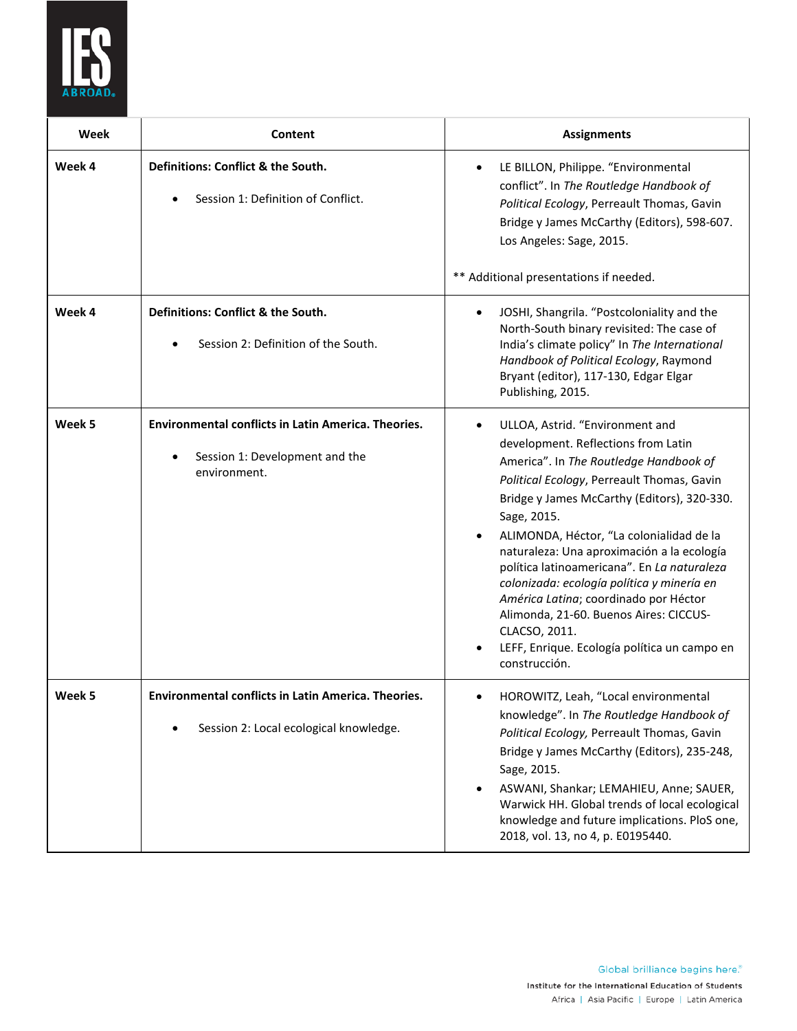| Week | Content | Assignments |
|---|---|---|
| **Week 4** | **Definitions: Conflict & the South.**<br><br>• Session 1: Definition of Conflict. | • LE BILLON, Philippe. "Environmental conflict". In *The Routledge Handbook of Political Ecology*, Perreault Thomas, Gavin Bridge y James McCarthy (Editors), 598-607. Los Angeles: Sage, 2015.<br><br>** Additional presentations if needed. |
| **Week 4** | **Definitions: Conflict & the South.**<br><br>• Session 2: Definition of the South. | • JOSHI, Shangrila. "Postcoloniality and the North-South binary revisited: The case of India's climate policy" In *The International Handbook of Political Ecology*, Raymond Bryant (editor), 117-130, Edgar Elgar Publishing, 2015. |
| **Week 5** | **Environmental conflicts in Latin America. Theories.**<br><br>• Session 1: Development and the environment. | • ULLOA, Astrid. "Environment and development. Reflections from Latin America". In *The Routledge Handbook of Political Ecology*, Perreault Thomas, Gavin Bridge y James McCarthy (Editors), 320-330. Sage, 2015.<br>• ALIMONDA, Héctor, "La colonialidad de la naturaleza: Una aproximación a la ecología política latinoamericana". En *La naturaleza colonizada: ecología política y minería en América Latina*; coordinado por Héctor Alimonda, 21-60. Buenos Aires: CICCUS-CLACSO, 2011.<br>• LEFF, Enrique. Ecología política un campo en construcción. |
| **Week 5** | **Environmental conflicts in Latin America. Theories.**<br><br>• Session 2: Local ecological knowledge. | • HOROWITZ, Leah, "Local environmental knowledge". In *The Routledge Handbook of Political Ecology,* Perreault Thomas, Gavin Bridge y James McCarthy (Editors), 235-248, Sage, 2015.<br>• ASWANI, Shankar; LEMAHIEU, Anne; SAUER, Warwick HH. Global trends of local ecological knowledge and future implications. PloS one, 2018, vol. 13, no 4, p. E0195440. |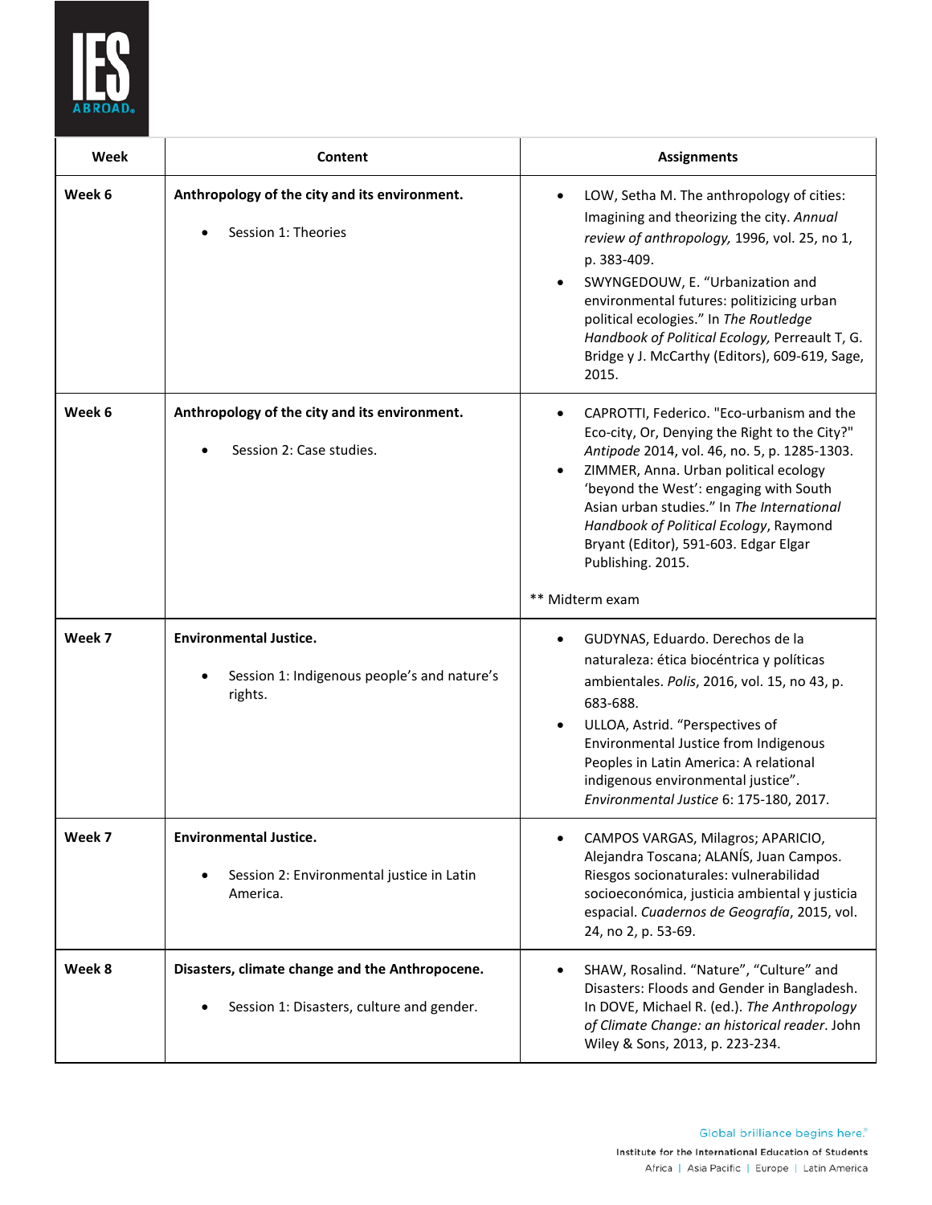| Week | Content | Assignments |
|---|---|---|
| **Week 6** | **Anthropology of the city and its environment.**<br><br>• Session 1: Theories | • LOW, Setha M. The anthropology of cities: Imagining and theorizing the city. *Annual review of anthropology,* 1996, vol. 25, no 1, p. 383-409.<br>• SWYNGEDOUW, E. "Urbanization and environmental futures: politizicing urban political ecologies." In *The Routledge Handbook of Political Ecology,* Perreault T, G. Bridge y J. McCarthy (Editors), 609-619, Sage, 2015. |
| **Week 6** | **Anthropology of the city and its environment.**<br><br>• Session 2: Case studies. | • CAPROTTI, Federico. "Eco-urbanism and the Eco-city, Or, Denying the Right to the City?" *Antipode* 2014, vol. 46, no. 5, p. 1285-1303.<br>• ZIMMER, Anna. Urban political ecology 'beyond the West': engaging with South Asian urban studies." In *The International Handbook of Political Ecology*, Raymond Bryant (Editor), 591-603. Edgar Elgar Publishing. 2015.<br><br>** Midterm exam |
| **Week 7** | **Environmental Justice.**<br><br>• Session 1: Indigenous people's and nature's rights. | • GUDYNAS, Eduardo. Derechos de la naturaleza: ética biocéntrica y políticas ambientales. *Polis*, 2016, vol. 15, no 43, p. 683-688.<br>• ULLOA, Astrid. "Perspectives of Environmental Justice from Indigenous Peoples in Latin America: A relational indigenous environmental justice". *Environmental Justice* 6: 175-180, 2017. |
| **Week 7** | **Environmental Justice.**<br><br>• Session 2: Environmental justice in Latin America. | • CAMPOS VARGAS, Milagros; APARICIO, Alejandra Toscana; ALANÍS, Juan Campos. Riesgos socionaturales: vulnerabilidad socioeconómica, justicia ambiental y justicia espacial. *Cuadernos de Geografía*, 2015, vol. 24, no 2, p. 53-69. |
| **Week 8** | **Disasters, climate change and the Anthropocene.**<br><br>• Session 1: Disasters, culture and gender. | • SHAW, Rosalind. "Nature", "Culture" and Disasters: Floods and Gender in Bangladesh. In DOVE, Michael R. (ed.). *The Anthropology of Climate Change: an historical reader*. John Wiley & Sons, 2013, p. 223-234. |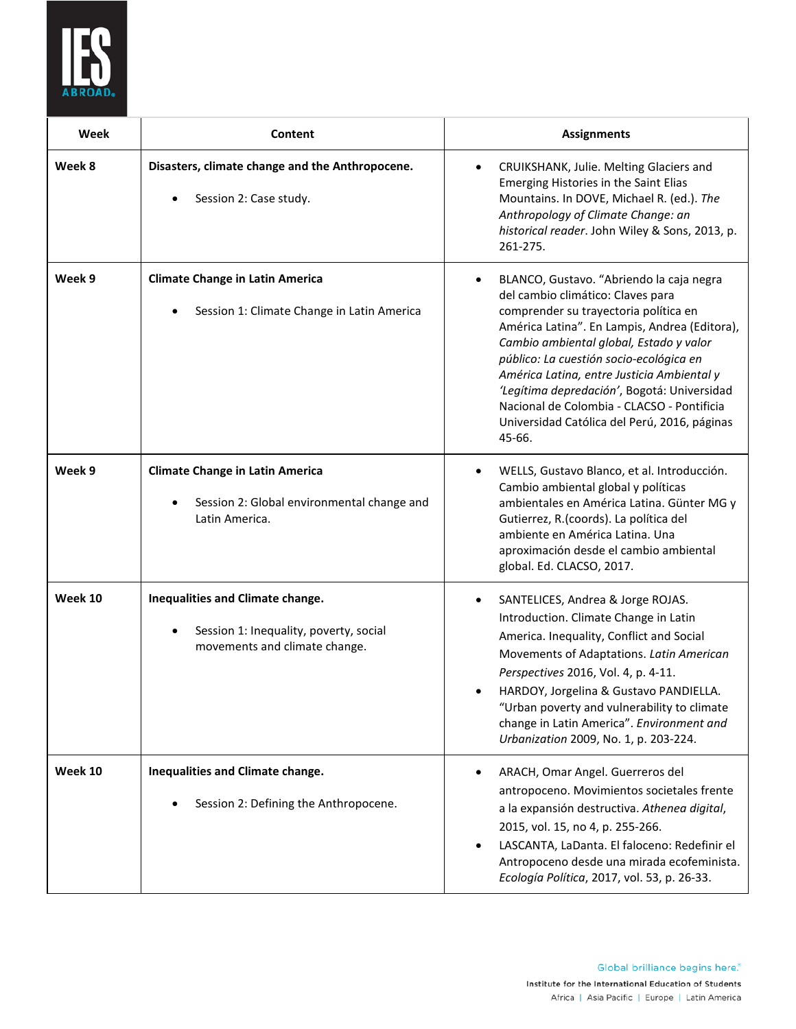| Week | Content | Assignments |
|---|---|---|
| **Week 8** | **Disasters, climate change and the Anthropocene.**<br><br>• Session 2: Case study. | • CRUIKSHANK, Julie. Melting Glaciers and Emerging Histories in the Saint Elias Mountains. In DOVE, Michael R. (ed.). *The Anthropology of Climate Change: an historical reader*. John Wiley & Sons, 2013, p. 261-275. |
| **Week 9** | **Climate Change in Latin America**<br><br>• Session 1: Climate Change in Latin America | • BLANCO, Gustavo. "Abriendo la caja negra del cambio climático: Claves para comprender su trayectoria política en América Latina". En Lampis, Andrea (Editora), *Cambio ambiental global, Estado y valor público: La cuestión socio-ecológica en América Latina, entre Justicia Ambiental y 'Legítima depredación'*, Bogotá: Universidad Nacional de Colombia - CLACSO - Pontificia Universidad Católica del Perú, 2016, páginas 45-66. |
| **Week 9** | **Climate Change in Latin America**<br><br>• Session 2: Global environmental change and Latin America. | • WELLS, Gustavo Blanco, et al. Introducción. Cambio ambiental global y políticas ambientales en América Latina. Günter MG y Gutierrez, R.(coords). La política del ambiente en América Latina. Una aproximación desde el cambio ambiental global. Ed. CLACSO, 2017. |
| **Week 10** | **Inequalities and Climate change.**<br><br>• Session 1: Inequality, poverty, social movements and climate change. | • SANTELICES, Andrea & Jorge ROJAS. Introduction. Climate Change in Latin America. Inequality, Conflict and Social Movements of Adaptations. *Latin American Perspectives* 2016, Vol. 4, p. 4-11.<br>• HARDOY, Jorgelina & Gustavo PANDIELLA. "Urban poverty and vulnerability to climate change in Latin America". *Environment and Urbanization* 2009, No. 1, p. 203-224. |
| **Week 10** | **Inequalities and Climate change.**<br><br>• Session 2: Defining the Anthropocene. | • ARACH, Omar Angel. Guerreros del antropoceno. Movimientos societales frente a la expansión destructiva. *Athenea digital*, 2015, vol. 15, no 4, p. 255-266.<br>• LASCANTA, LaDanta. El faloceno: Redefinir el Antropoceno desde una mirada ecofeminista. *Ecología Política*, 2017, vol. 53, p. 26-33. |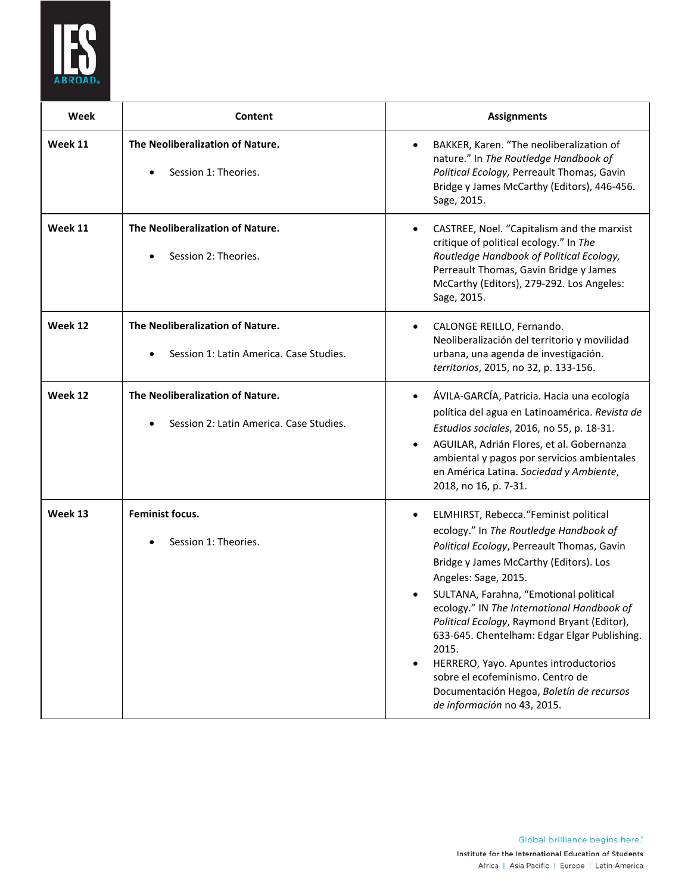| Week | Content | Assignments |
|---|---|---|
| Week 11 | **The Neoliberalization of Nature.**<br>• Session 1: Theories. | • BAKKER, Karen. "The neoliberalization of nature." In *The Routledge Handbook of Political Ecology,* Perreault Thomas, Gavin Bridge y James McCarthy (Editors), 446-456. Sage, 2015. |
| Week 11 | **The Neoliberalization of Nature.**<br>• Session 2: Theories. | • CASTREE, Noel. "Capitalism and the marxist critique of political ecology." In *The Routledge Handbook of Political Ecology,* Perreault Thomas, Gavin Bridge y James McCarthy (Editors), 279-292. Los Angeles: Sage, 2015. |
| Week 12 | **The Neoliberalization of Nature.**<br>• Session 1: Latin America. Case Studies. | • CALONGE REILLO, Fernando. Neoliberalización del territorio y movilidad urbana, una agenda de investigación. *territorios*, 2015, no 32, p. 133-156. |
| Week 12 | **The Neoliberalization of Nature.**<br>• Session 2: Latin America. Case Studies. | • ÁVILA-GARCÍA, Patricia. Hacia una ecología política del agua en Latinoamérica. *Revista de Estudios sociales*, 2016, no 55, p. 18-31.<br>• AGUILAR, Adrián Flores, et al. Gobernanza ambiental y pagos por servicios ambientales en América Latina. *Sociedad y Ambiente*, 2018, no 16, p. 7-31. |
| Week 13 | **Feminist focus.**<br>• Session 1: Theories. | • ELMHIRST, Rebecca."Feminist political ecology." In *The Routledge Handbook of Political Ecology*, Perreault Thomas, Gavin Bridge y James McCarthy (Editors). Los Angeles: Sage, 2015.<br>• SULTANA, Farahna, "Emotional political ecology." IN *The International Handbook of Political Ecology*, Raymond Bryant (Editor), 633-645. Chentelham: Edgar Elgar Publishing. 2015.<br>• HERRERO, Yayo. Apuntes introductorios sobre el ecofeminismo. Centro de Documentación Hegoa, *Boletín de recursos de información* no 43, 2015. |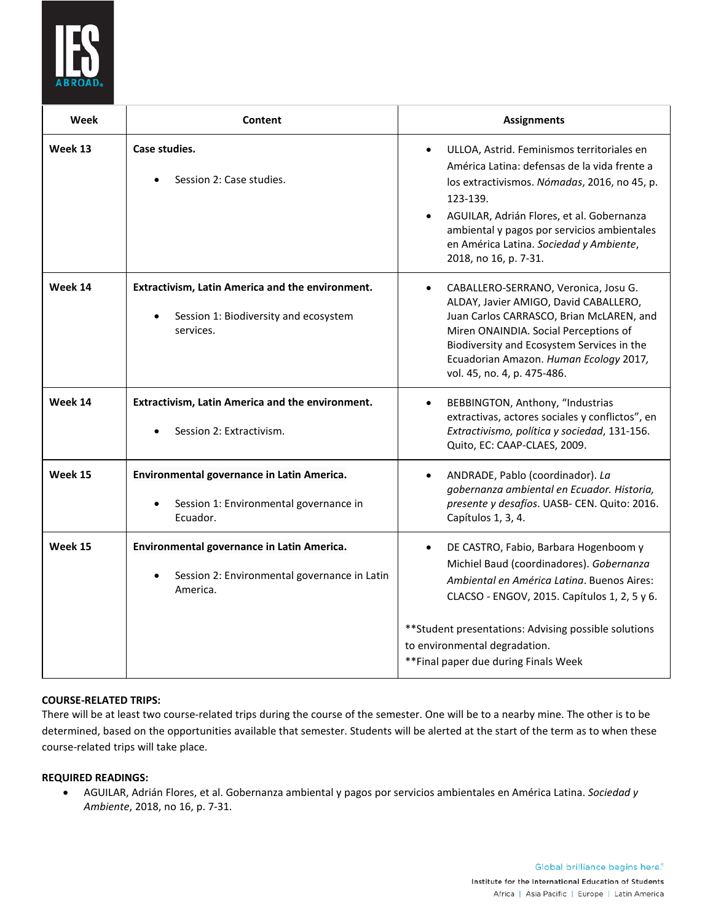| Week | Content | Assignments |
| --- | --- | --- |
| Week 13 | **Case studies.**<br>• Session 2: Case studies. | • ULLOA, Astrid. Feminismos territoriales en América Latina: defensas de la vida frente a los extractivismos. *Nómadas*, 2016, no 45, p. 123-139.<br>• AGUILAR, Adrián Flores, et al. Gobernanza ambiental y pagos por servicios ambientales en América Latina. *Sociedad y Ambiente*, 2018, no 16, p. 7-31. |
| Week 14 | **Extractivism, Latin America and the environment.**<br>• Session 1: Biodiversity and ecosystem services. | • CABALLERO-SERRANO, Veronica, Josu G. ALDAY, Javier AMIGO, David CABALLERO, Juan Carlos CARRASCO, Brian McLAREN, and Miren ONAINDIA. Social Perceptions of Biodiversity and Ecosystem Services in the Ecuadorian Amazon. *Human Ecology* 2017, vol. 45, no. 4, p. 475-486. |
| Week 14 | **Extractivism, Latin America and the environment.**<br>• Session 2: Extractivism. | • BEBBINGTON, Anthony, "Industrias extractivas, actores sociales y conflictos", en *Extractivismo, política y sociedad*, 131-156. Quito, EC: CAAP-CLAES, 2009. |
| Week 15 | **Environmental governance in Latin America.**<br>• Session 1: Environmental governance in Ecuador. | • ANDRADE, Pablo (coordinador). *La gobernanza ambiental en Ecuador. Historia, presente y desafíos*. UASB- CEN. Quito: 2016. Capítulos 1, 3, 4. |
| Week 15 | **Environmental governance in Latin America.**<br>• Session 2: Environmental governance in Latin America. | • DE CASTRO, Fabio, Barbara Hogenboom y Michiel Baud (coordinadores). *Gobernanza Ambiental en América Latina*. Buenos Aires: CLACSO - ENGOV, 2015. Capítulos 1, 2, 5 y 6.<br><br>**Student presentations: Advising possible solutions to environmental degradation.<br>**Final paper due during Finals Week |

**COURSE-RELATED TRIPS:**

There will be at least two course-related trips during the course of the semester. One will be to a nearby mine. The other is to be determined, based on the opportunities available that semester. Students will be alerted at the start of the term as to when these course-related trips will take place.

**REQUIRED READINGS:**

- AGUILAR, Adrián Flores, et al. Gobernanza ambiental y pagos por servicios ambientales en América Latina. *Sociedad y Ambiente*, 2018, no 16, p. 7-31.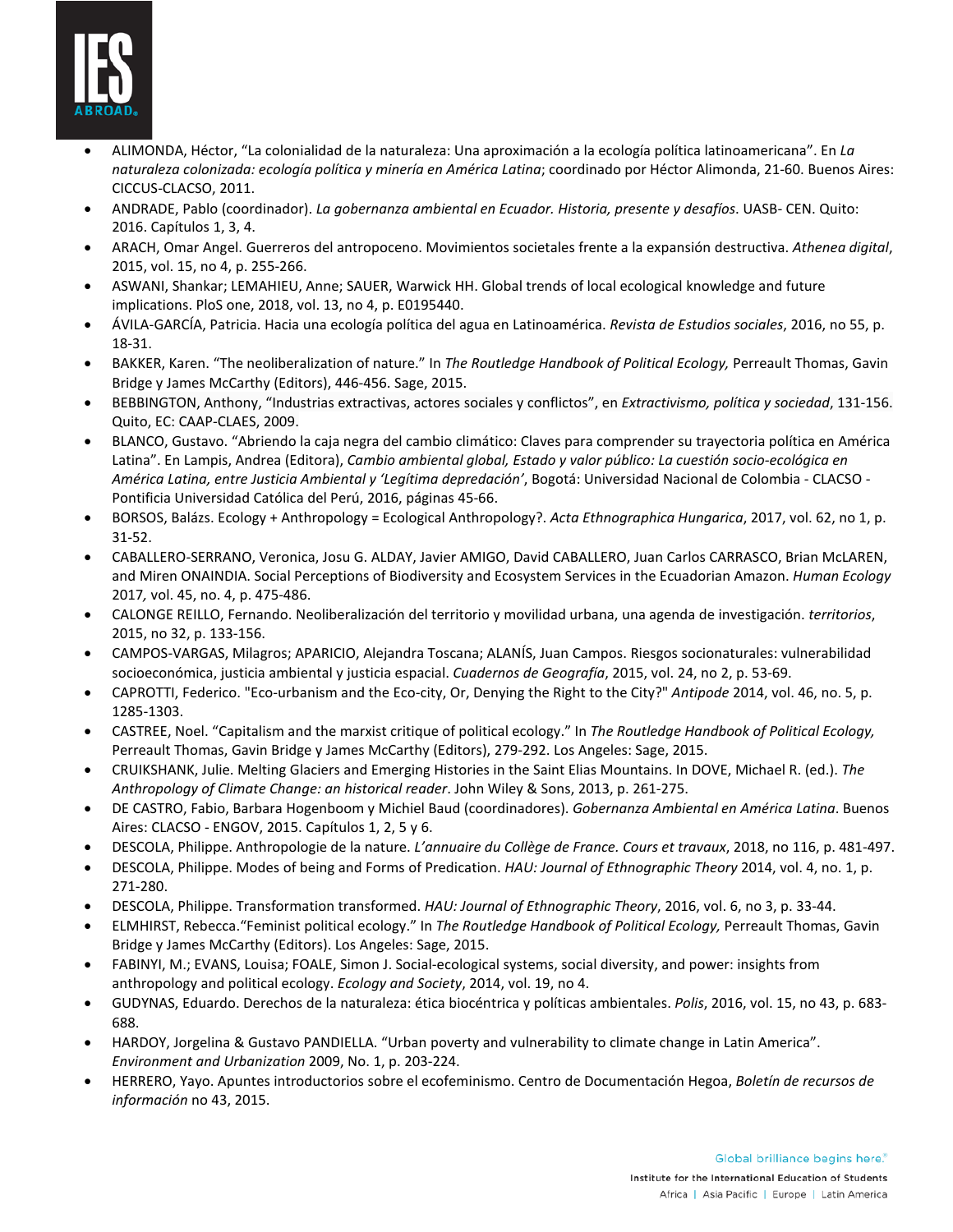- ALIMONDA, Héctor, "La colonialidad de la naturaleza: Una aproximación a la ecología política latinoamericana". En *La naturaleza colonizada: ecología política y minería en América Latina*; coordinado por Héctor Alimonda, 21-60. Buenos Aires: CICCUS-CLACSO, 2011.
- ANDRADE, Pablo (coordinador). *La gobernanza ambiental en Ecuador. Historia, presente y desafíos*. UASB- CEN. Quito: 2016. Capítulos 1, 3, 4.
- ARACH, Omar Angel. Guerreros del antropoceno. Movimientos societales frente a la expansión destructiva. *Athenea digital*, 2015, vol. 15, no 4, p. 255-266.
- ASWANI, Shankar; LEMAHIEU, Anne; SAUER, Warwick HH. Global trends of local ecological knowledge and future implications. PloS one, 2018, vol. 13, no 4, p. E0195440.
- ÁVILA-GARCÍA, Patricia. Hacia una ecología política del agua en Latinoamérica. *Revista de Estudios sociales*, 2016, no 55, p. 18-31.
- BAKKER, Karen. "The neoliberalization of nature." In *The Routledge Handbook of Political Ecology,* Perreault Thomas, Gavin Bridge y James McCarthy (Editors), 446-456. Sage, 2015.
- BEBBINGTON, Anthony, "Industrias extractivas, actores sociales y conflictos", en *Extractivismo, política y sociedad*, 131-156. Quito, EC: CAAP-CLAES, 2009.
- BLANCO, Gustavo. "Abriendo la caja negra del cambio climático: Claves para comprender su trayectoria política en América Latina". En Lampis, Andrea (Editora), *Cambio ambiental global, Estado y valor público: La cuestión socio-ecológica en América Latina, entre Justicia Ambiental y 'Legítima depredación'*, Bogotá: Universidad Nacional de Colombia - CLACSO - Pontificia Universidad Católica del Perú, 2016, páginas 45-66.
- BORSOS, Balázs. Ecology + Anthropology = Ecological Anthropology?. *Acta Ethnographica Hungarica*, 2017, vol. 62, no 1, p. 31-52.
- CABALLERO-SERRANO, Veronica, Josu G. ALDAY, Javier AMIGO, David CABALLERO, Juan Carlos CARRASCO, Brian McLAREN, and Miren ONAINDIA. Social Perceptions of Biodiversity and Ecosystem Services in the Ecuadorian Amazon. *Human Ecology* 2017*,* vol. 45, no. 4, p. 475-486.
- CALONGE REILLO, Fernando. Neoliberalización del territorio y movilidad urbana, una agenda de investigación. *territorios*, 2015, no 32, p. 133-156.
- CAMPOS-VARGAS, Milagros; APARICIO, Alejandra Toscana; ALANÍS, Juan Campos. Riesgos socionaturales: vulnerabilidad socioeconómica, justicia ambiental y justicia espacial. *Cuadernos de Geografía*, 2015, vol. 24, no 2, p. 53-69.
- CAPROTTI, Federico. "Eco-urbanism and the Eco-city, Or, Denying the Right to the City?" *Antipode* 2014, vol. 46, no. 5, p. 1285-1303.
- CASTREE, Noel. "Capitalism and the marxist critique of political ecology." In *The Routledge Handbook of Political Ecology,* Perreault Thomas, Gavin Bridge y James McCarthy (Editors), 279-292. Los Angeles: Sage, 2015.
- CRUIKSHANK, Julie. Melting Glaciers and Emerging Histories in the Saint Elias Mountains. In DOVE, Michael R. (ed.). *The Anthropology of Climate Change: an historical reader*. John Wiley & Sons, 2013, p. 261-275.
- DE CASTRO, Fabio, Barbara Hogenboom y Michiel Baud (coordinadores). *Gobernanza Ambiental en América Latina*. Buenos Aires: CLACSO - ENGOV, 2015. Capítulos 1, 2, 5 y 6.
- DESCOLA, Philippe. Anthropologie de la nature. *L'annuaire du Collège de France. Cours et travaux*, 2018, no 116, p. 481-497.
- DESCOLA, Philippe. Modes of being and Forms of Predication. *HAU: Journal of Ethnographic Theory* 2014, vol. 4, no. 1, p. 271-280.
- DESCOLA, Philippe. Transformation transformed. *HAU: Journal of Ethnographic Theory*, 2016, vol. 6, no 3, p. 33-44.
- ELMHIRST, Rebecca."Feminist political ecology." In *The Routledge Handbook of Political Ecology,* Perreault Thomas, Gavin Bridge y James McCarthy (Editors). Los Angeles: Sage, 2015.
- FABINYI, M.; EVANS, Louisa; FOALE, Simon J. Social-ecological systems, social diversity, and power: insights from anthropology and political ecology. *Ecology and Society*, 2014, vol. 19, no 4.
- GUDYNAS, Eduardo. Derechos de la naturaleza: ética biocéntrica y políticas ambientales. *Polis*, 2016, vol. 15, no 43, p. 683-688.
- HARDOY, Jorgelina & Gustavo PANDIELLA. "Urban poverty and vulnerability to climate change in Latin America". *Environment and Urbanization* 2009, No. 1, p. 203-224.
- HERRERO, Yayo. Apuntes introductorios sobre el ecofeminismo. Centro de Documentación Hegoa, *Boletín de recursos de información* no 43, 2015.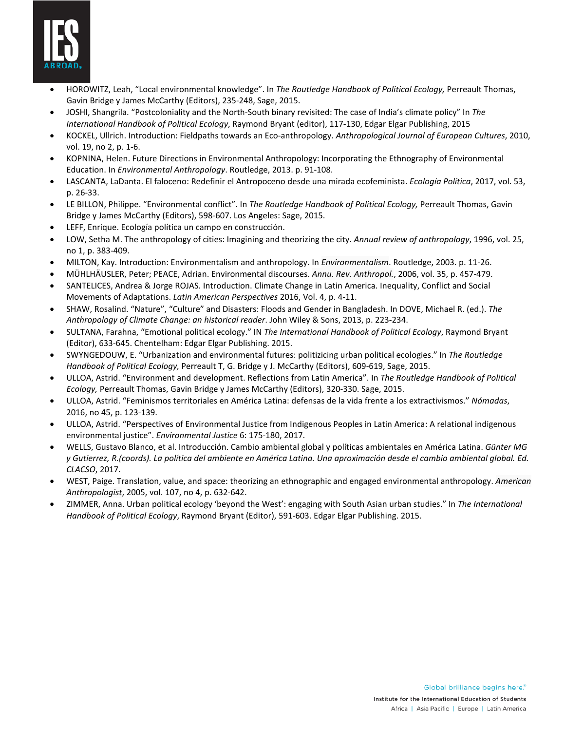- HOROWITZ, Leah, "Local environmental knowledge". In *The Routledge Handbook of Political Ecology,* Perreault Thomas, Gavin Bridge y James McCarthy (Editors), 235-248, Sage, 2015.
- JOSHI, Shangrila. "Postcoloniality and the North-South binary revisited: The case of India's climate policy" In *The International Handbook of Political Ecology*, Raymond Bryant (editor), 117-130, Edgar Elgar Publishing, 2015
- KOCKEL, Ullrich. Introduction: Fieldpaths towards an Eco-anthropology. *Anthropological Journal of European Cultures*, 2010, vol. 19, no 2, p. 1-6.
- KOPNINA, Helen. Future Directions in Environmental Anthropology: Incorporating the Ethnography of Environmental Education. In *Environmental Anthropology*. Routledge, 2013. p. 91-108.
- LASCANTA, LaDanta. El faloceno: Redefinir el Antropoceno desde una mirada ecofeminista. *Ecología Política*, 2017, vol. 53, p. 26-33.
- LE BILLON, Philippe. "Environmental conflict". In *The Routledge Handbook of Political Ecology,* Perreault Thomas, Gavin Bridge y James McCarthy (Editors), 598-607. Los Angeles: Sage, 2015.
- LEFF, Enrique. Ecología política un campo en construcción.
- LOW, Setha M. The anthropology of cities: Imagining and theorizing the city. *Annual review of anthropology*, 1996, vol. 25, no 1, p. 383-409.
- MILTON, Kay. Introduction: Environmentalism and anthropology. In *Environmentalism*. Routledge, 2003. p. 11-26.
- MÜHLHÄUSLER, Peter; PEACE, Adrian. Environmental discourses. *Annu. Rev. Anthropol.*, 2006, vol. 35, p. 457-479.
- SANTELICES, Andrea & Jorge ROJAS. Introduction. Climate Change in Latin America. Inequality, Conflict and Social Movements of Adaptations. *Latin American Perspectives* 2016, Vol. 4, p. 4-11.
- SHAW, Rosalind. "Nature", "Culture" and Disasters: Floods and Gender in Bangladesh. In DOVE, Michael R. (ed.). *The Anthropology of Climate Change: an historical reader*. John Wiley & Sons, 2013, p. 223-234.
- SULTANA, Farahna, "Emotional political ecology." IN *The International Handbook of Political Ecology*, Raymond Bryant (Editor), 633-645. Chentelham: Edgar Elgar Publishing. 2015.
- SWYNGEDOUW, E. "Urbanization and environmental futures: politizicing urban political ecologies." In *The Routledge Handbook of Political Ecology,* Perreault T, G. Bridge y J. McCarthy (Editors), 609-619, Sage, 2015.
- ULLOA, Astrid. "Environment and development. Reflections from Latin America". In *The Routledge Handbook of Political Ecology,* Perreault Thomas, Gavin Bridge y James McCarthy (Editors), 320-330. Sage, 2015.
- ULLOA, Astrid. "Feminismos territoriales en América Latina: defensas de la vida frente a los extractivismos." *Nómadas*, 2016, no 45, p. 123-139.
- ULLOA, Astrid. "Perspectives of Environmental Justice from Indigenous Peoples in Latin America: A relational indigenous environmental justice". *Environmental Justice* 6: 175-180, 2017.
- WELLS, Gustavo Blanco, et al. Introducción. Cambio ambiental global y políticas ambientales en América Latina. *Günter MG y Gutierrez, R.(coords). La política del ambiente en América Latina. Una aproximación desde el cambio ambiental global. Ed. CLACSO*, 2017.
- WEST, Paige. Translation, value, and space: theorizing an ethnographic and engaged environmental anthropology. *American Anthropologist*, 2005, vol. 107, no 4, p. 632-642.
- ZIMMER, Anna. Urban political ecology 'beyond the West': engaging with South Asian urban studies." In *The International Handbook of Political Ecology*, Raymond Bryant (Editor), 591-603. Edgar Elgar Publishing. 2015.